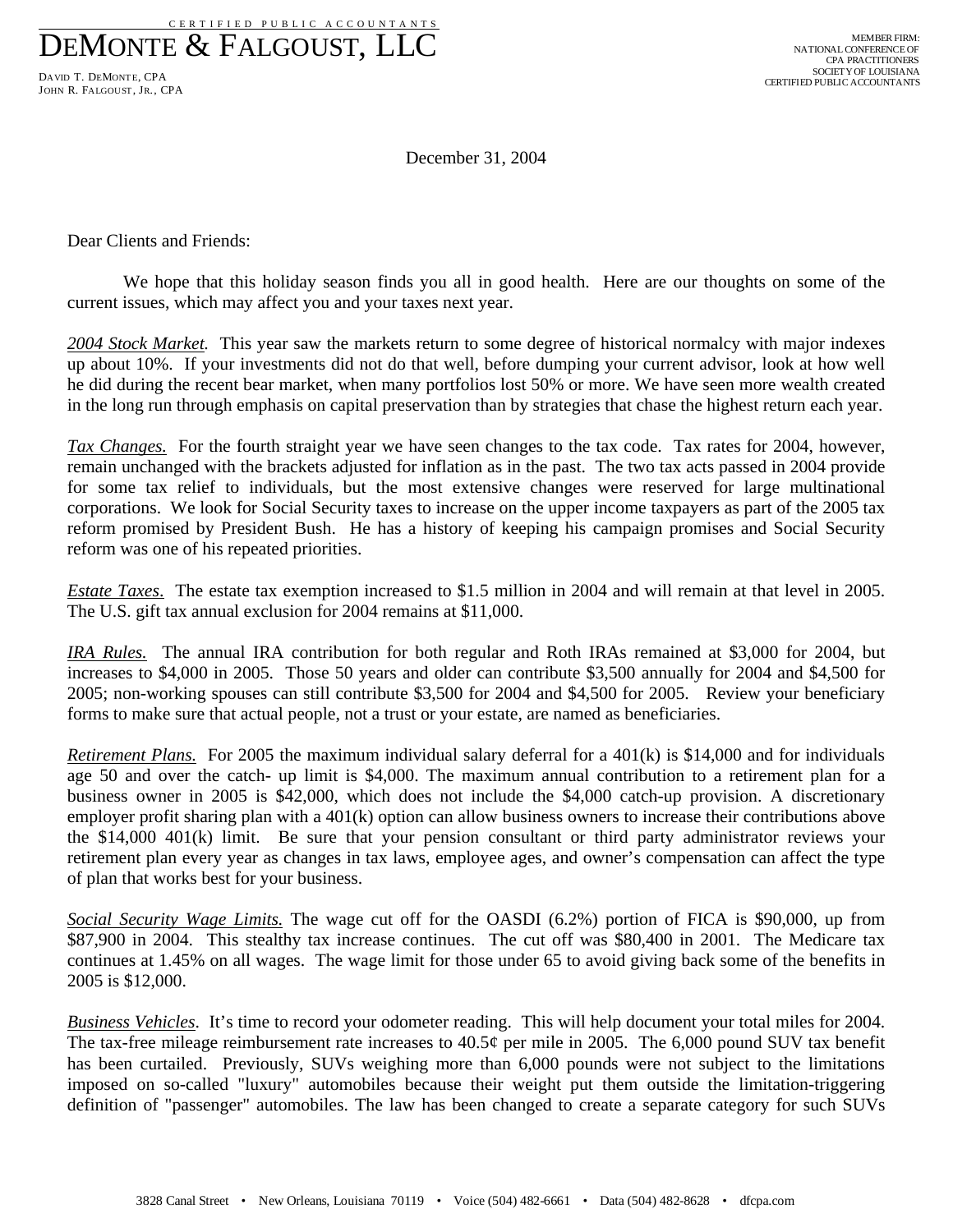CERTIFIED PUBLIC ACCOUNTANTS

# DEMONTE & FALGOUST, LLC

DAVID T. DEMONTE, CPA
JOHN R. FALGOUST, JR., CPA

MEMBER FIRM:
NATIONAL CONFERENCE OF
CPA PRACTITIONERS
SOCIETY OF LOUISIANA
CERTIFIED PUBLIC ACCOUNTANTS

December 31, 2004

Dear Clients and Friends:

We hope that this holiday season finds you all in good health. Here are our thoughts on some of the current issues, which may affect you and your taxes next year.

*2004 Stock Market.* This year saw the markets return to some degree of historical normalcy with major indexes up about 10%. If your investments did not do that well, before dumping your current advisor, look at how well he did during the recent bear market, when many portfolios lost 50% or more. We have seen more wealth created in the long run through emphasis on capital preservation than by strategies that chase the highest return each year.

*Tax Changes.* For the fourth straight year we have seen changes to the tax code. Tax rates for 2004, however, remain unchanged with the brackets adjusted for inflation as in the past. The two tax acts passed in 2004 provide for some tax relief to individuals, but the most extensive changes were reserved for large multinational corporations. We look for Social Security taxes to increase on the upper income taxpayers as part of the 2005 tax reform promised by President Bush. He has a history of keeping his campaign promises and Social Security reform was one of his repeated priorities.

*Estate Taxes*. The estate tax exemption increased to $1.5 million in 2004 and will remain at that level in 2005. The U.S. gift tax annual exclusion for 2004 remains at $11,000.

*IRA Rules.* The annual IRA contribution for both regular and Roth IRAs remained at $3,000 for 2004, but increases to $4,000 in 2005. Those 50 years and older can contribute $3,500 annually for 2004 and $4,500 for 2005; non-working spouses can still contribute $3,500 for 2004 and $4,500 for 2005. Review your beneficiary forms to make sure that actual people, not a trust or your estate, are named as beneficiaries.

*Retirement Plans.* For 2005 the maximum individual salary deferral for a 401(k) is $14,000 and for individuals age 50 and over the catch- up limit is $4,000. The maximum annual contribution to a retirement plan for a business owner in 2005 is $42,000, which does not include the $4,000 catch-up provision. A discretionary employer profit sharing plan with a 401(k) option can allow business owners to increase their contributions above the $14,000 401(k) limit. Be sure that your pension consultant or third party administrator reviews your retirement plan every year as changes in tax laws, employee ages, and owner's compensation can affect the type of plan that works best for your business.

*Social Security Wage Limits.* The wage cut off for the OASDI (6.2%) portion of FICA is $90,000, up from $87,900 in 2004. This stealthy tax increase continues. The cut off was $80,400 in 2001. The Medicare tax continues at 1.45% on all wages. The wage limit for those under 65 to avoid giving back some of the benefits in 2005 is $12,000.

*Business Vehicles*. It's time to record your odometer reading. This will help document your total miles for 2004. The tax-free mileage reimbursement rate increases to 40.5¢ per mile in 2005. The 6,000 pound SUV tax benefit has been curtailed. Previously, SUVs weighing more than 6,000 pounds were not subject to the limitations imposed on so-called "luxury" automobiles because their weight put them outside the limitation-triggering definition of "passenger" automobiles. The law has been changed to create a separate category for such SUVs

3828 Canal Street • New Orleans, Louisiana 70119 • Voice (504) 482-6661 • Data (504) 482-8628 • dfcpa.com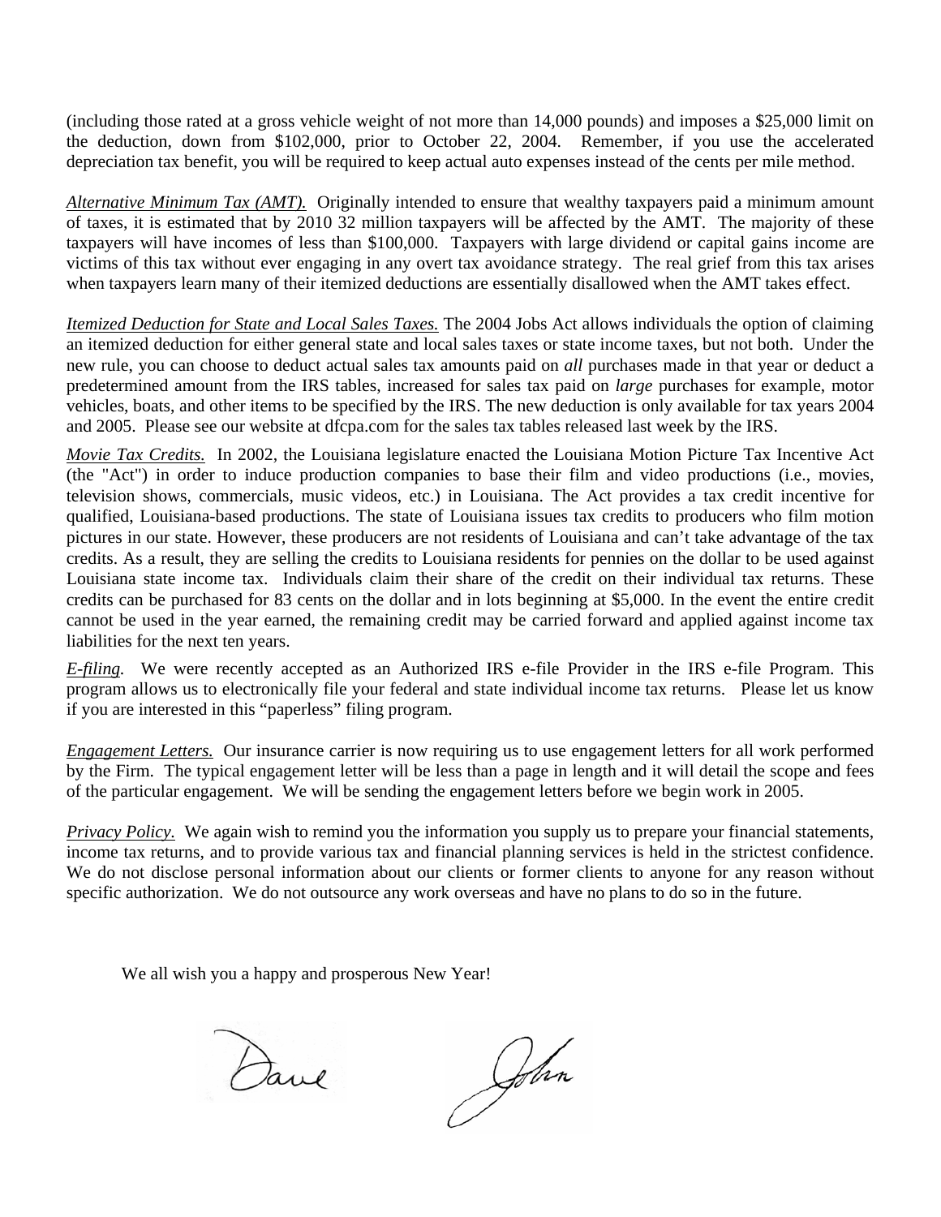(including those rated at a gross vehicle weight of not more than 14,000 pounds) and imposes a $25,000 limit on the deduction, down from $102,000, prior to October 22, 2004. Remember, if you use the accelerated depreciation tax benefit, you will be required to keep actual auto expenses instead of the cents per mile method.

*Alternative Minimum Tax (AMT).* Originally intended to ensure that wealthy taxpayers paid a minimum amount of taxes, it is estimated that by 2010 32 million taxpayers will be affected by the AMT. The majority of these taxpayers will have incomes of less than $100,000. Taxpayers with large dividend or capital gains income are victims of this tax without ever engaging in any overt tax avoidance strategy. The real grief from this tax arises when taxpayers learn many of their itemized deductions are essentially disallowed when the AMT takes effect.

*Itemized Deduction for State and Local Sales Taxes.* The 2004 Jobs Act allows individuals the option of claiming an itemized deduction for either general state and local sales taxes or state income taxes, but not both. Under the new rule, you can choose to deduct actual sales tax amounts paid on *all* purchases made in that year or deduct a predetermined amount from the IRS tables, increased for sales tax paid on *large* purchases for example, motor vehicles, boats, and other items to be specified by the IRS. The new deduction is only available for tax years 2004 and 2005. Please see our website at dfcpa.com for the sales tax tables released last week by the IRS.

*Movie Tax Credits.* In 2002, the Louisiana legislature enacted the Louisiana Motion Picture Tax Incentive Act (the "Act") in order to induce production companies to base their film and video productions (i.e., movies, television shows, commercials, music videos, etc.) in Louisiana. The Act provides a tax credit incentive for qualified, Louisiana-based productions. The state of Louisiana issues tax credits to producers who film motion pictures in our state. However, these producers are not residents of Louisiana and can't take advantage of the tax credits. As a result, they are selling the credits to Louisiana residents for pennies on the dollar to be used against Louisiana state income tax. Individuals claim their share of the credit on their individual tax returns. These credits can be purchased for 83 cents on the dollar and in lots beginning at $5,000. In the event the entire credit cannot be used in the year earned, the remaining credit may be carried forward and applied against income tax liabilities for the next ten years.

*E-filing.* We were recently accepted as an Authorized IRS e-file Provider in the IRS e-file Program. This program allows us to electronically file your federal and state individual income tax returns. Please let us know if you are interested in this "paperless" filing program.

*Engagement Letters.* Our insurance carrier is now requiring us to use engagement letters for all work performed by the Firm. The typical engagement letter will be less than a page in length and it will detail the scope and fees of the particular engagement. We will be sending the engagement letters before we begin work in 2005.

*Privacy Policy.* We again wish to remind you the information you supply us to prepare your financial statements, income tax returns, and to provide various tax and financial planning services is held in the strictest confidence. We do not disclose personal information about our clients or former clients to anyone for any reason without specific authorization. We do not outsource any work overseas and have no plans to do so in the future.

We all wish you a happy and prosperous New Year!

Dave John